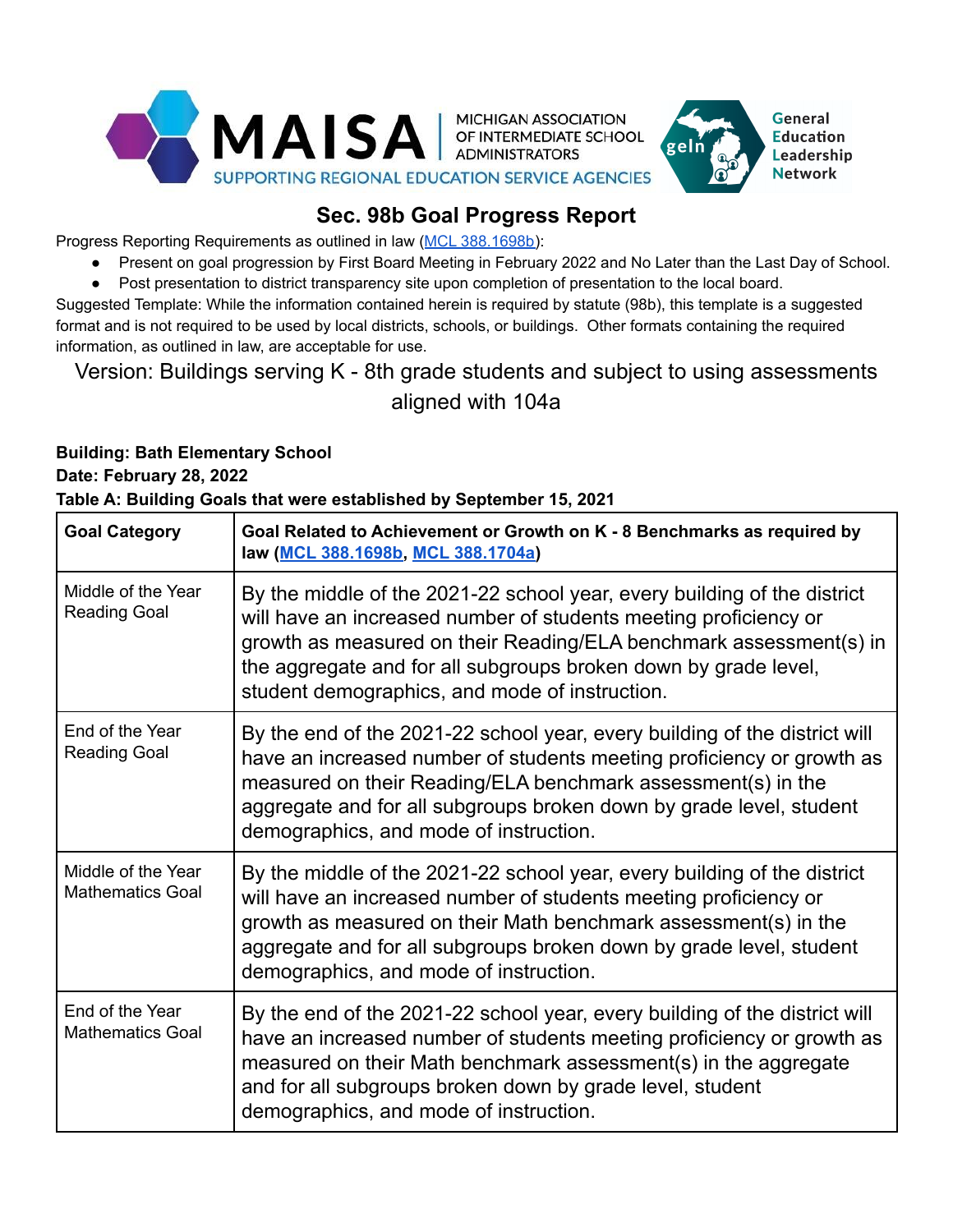MAISA | MICHIGAN ASSOCIATION OF INTERMEDIATE SCHOOL ADMINISTRATORS
SUPPORTING REGIONAL EDUCATION SERVICE AGENCIES

geln | General Education Leadership Network

# Sec. 98b Goal Progress Report

Progress Reporting Requirements as outlined in law (MCL 388.1698b):

- Present on goal progression by First Board Meeting in February 2022 and No Later than the Last Day of School.
- Post presentation to district transparency site upon completion of presentation to the local board.

Suggested Template: While the information contained herein is required by statute (98b), this template is a suggested format and is not required to be used by local districts, schools, or buildings. Other formats containing the required information, as outlined in law, are acceptable for use.

## Version: Buildings serving K - 8th grade students and subject to using assessments aligned with 104a

**Building: Bath Elementary School**

**Date: February 28, 2022**

**Table A: Building Goals that were established by September 15, 2021**

| Goal Category | Goal Related to Achievement or Growth on K - 8 Benchmarks as required by law (MCL 388.1698b, MCL 388.1704a) |
|---|---|
| Middle of the Year Reading Goal | By the middle of the 2021-22 school year, every building of the district will have an increased number of students meeting proficiency or growth as measured on their Reading/ELA benchmark assessment(s) in the aggregate and for all subgroups broken down by grade level, student demographics, and mode of instruction. |
| End of the Year Reading Goal | By the end of the 2021-22 school year, every building of the district will have an increased number of students meeting proficiency or growth as measured on their Reading/ELA benchmark assessment(s) in the aggregate and for all subgroups broken down by grade level, student demographics, and mode of instruction. |
| Middle of the Year Mathematics Goal | By the middle of the 2021-22 school year, every building of the district will have an increased number of students meeting proficiency or growth as measured on their Math benchmark assessment(s) in the aggregate and for all subgroups broken down by grade level, student demographics, and mode of instruction. |
| End of the Year Mathematics Goal | By the end of the 2021-22 school year, every building of the district will have an increased number of students meeting proficiency or growth as measured on their Math benchmark assessment(s) in the aggregate and for all subgroups broken down by grade level, student demographics, and mode of instruction. |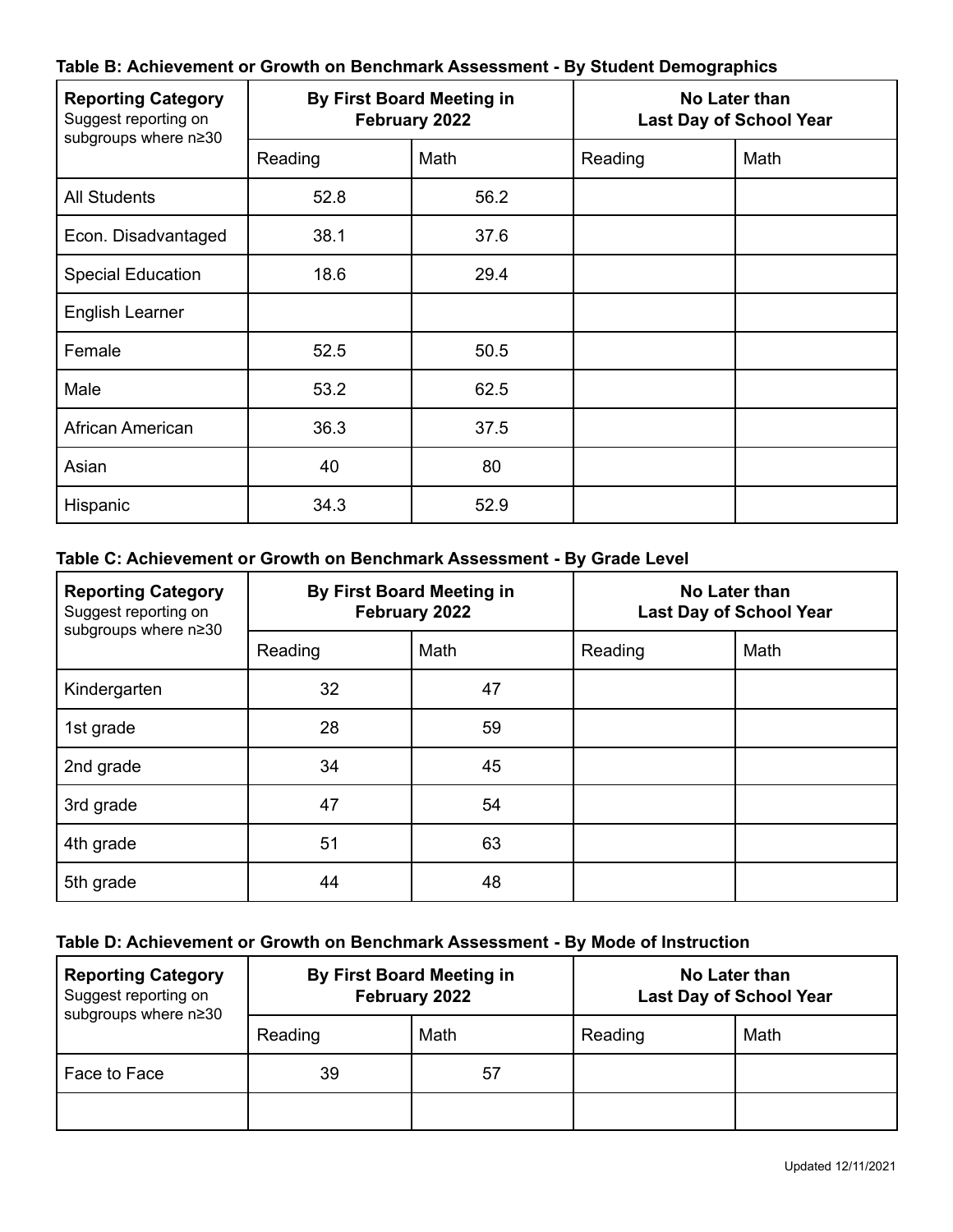**Table B: Achievement or Growth on Benchmark Assessment - By Student Demographics**

| Reporting Category Suggest reporting on subgroups where n≥30 | By First Board Meeting in February 2022 | | No Later than Last Day of School Year | |
|---|---|---|---|---|
| | Reading | Math | Reading | Math |
| All Students | 52.8 | 56.2 | | |
| Econ. Disadvantaged | 38.1 | 37.6 | | |
| Special Education | 18.6 | 29.4 | | |
| English Learner | | | | |
| Female | 52.5 | 50.5 | | |
| Male | 53.2 | 62.5 | | |
| African American | 36.3 | 37.5 | | |
| Asian | 40 | 80 | | |
| Hispanic | 34.3 | 52.9 | | |

**Table C: Achievement or Growth on Benchmark Assessment - By Grade Level**

| Reporting Category Suggest reporting on subgroups where n≥30 | By First Board Meeting in February 2022 | | No Later than Last Day of School Year | |
|---|---|---|---|---|
| | Reading | Math | Reading | Math |
| Kindergarten | 32 | 47 | | |
| 1st grade | 28 | 59 | | |
| 2nd grade | 34 | 45 | | |
| 3rd grade | 47 | 54 | | |
| 4th grade | 51 | 63 | | |
| 5th grade | 44 | 48 | | |

**Table D: Achievement or Growth on Benchmark Assessment - By Mode of Instruction**

| Reporting Category Suggest reporting on subgroups where n≥30 | By First Board Meeting in February 2022 | | No Later than Last Day of School Year | |
|---|---|---|---|---|
| | Reading | Math | Reading | Math |
| Face to Face | 39 | 57 | | |
| | | | | |

Updated 12/11/2021